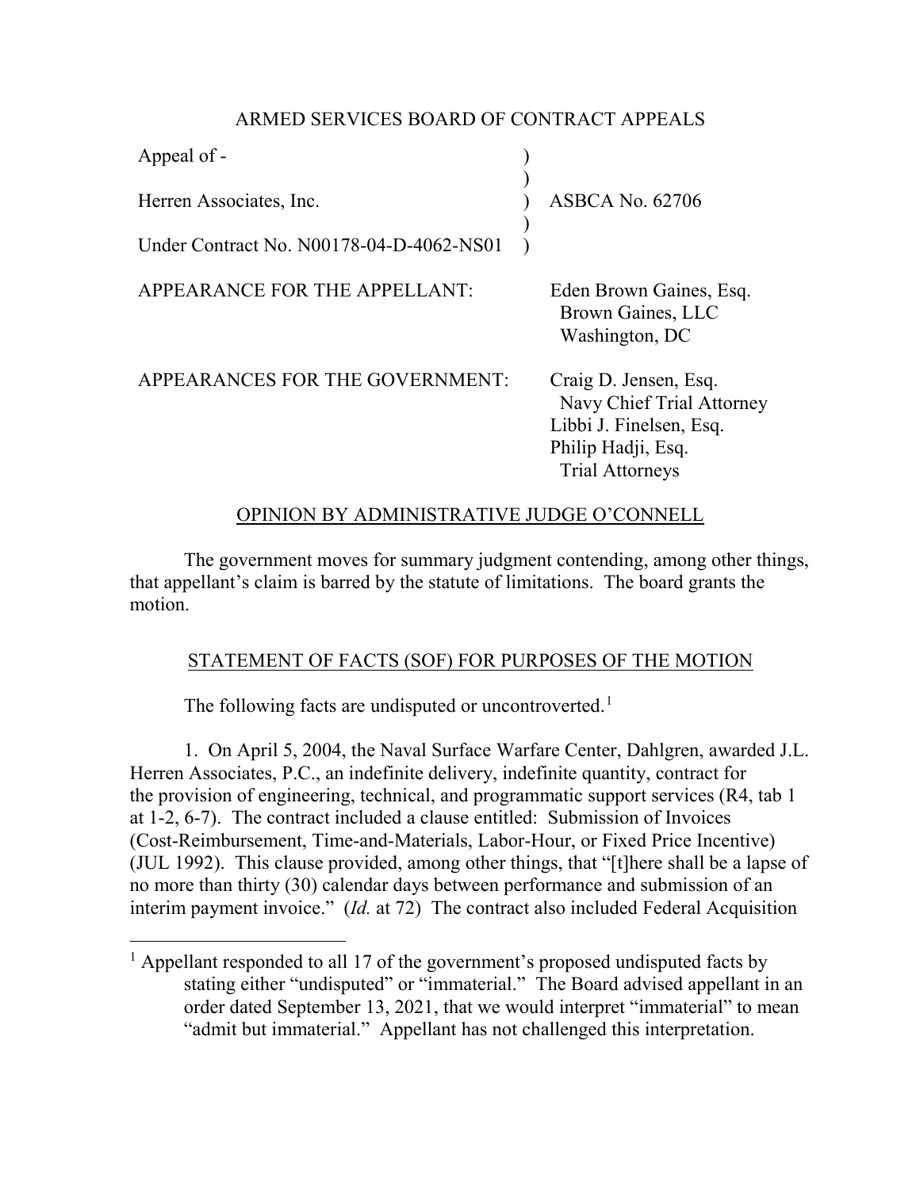ARMED SERVICES BOARD OF CONTRACT APPEALS

| | | |
|---|---|---|
| Appeal of - | ) | |
| | ) | |
| Herren Associates, Inc. | ) | ASBCA No. 62706 |
| | ) | |
| Under Contract No. N00178-04-D-4062-NS01 | ) | |

APPEARANCE FOR THE APPELLANT: Eden Brown Gaines, Esq.
Brown Gaines, LLC
Washington, DC

APPEARANCES FOR THE GOVERNMENT: Craig D. Jensen, Esq.
Navy Chief Trial Attorney
Libbi J. Finelsen, Esq.
Philip Hadji, Esq.
Trial Attorneys

OPINION BY ADMINISTRATIVE JUDGE O'CONNELL

The government moves for summary judgment contending, among other things, that appellant's claim is barred by the statute of limitations. The board grants the motion.

STATEMENT OF FACTS (SOF) FOR PURPOSES OF THE MOTION

The following facts are undisputed or uncontroverted.[1]

1. On April 5, 2004, the Naval Surface Warfare Center, Dahlgren, awarded J.L. Herren Associates, P.C., an indefinite delivery, indefinite quantity, contract for the provision of engineering, technical, and programmatic support services (R4, tab 1 at 1-2, 6-7). The contract included a clause entitled: Submission of Invoices (Cost-Reimbursement, Time-and-Materials, Labor-Hour, or Fixed Price Incentive) (JUL 1992). This clause provided, among other things, that "[t]here shall be a lapse of no more than thirty (30) calendar days between performance and submission of an interim payment invoice." (*Id.* at 72) The contract also included Federal Acquisition

[1] Appellant responded to all 17 of the government's proposed undisputed facts by stating either "undisputed" or "immaterial." The Board advised appellant in an order dated September 13, 2021, that we would interpret "immaterial" to mean "admit but immaterial." Appellant has not challenged this interpretation.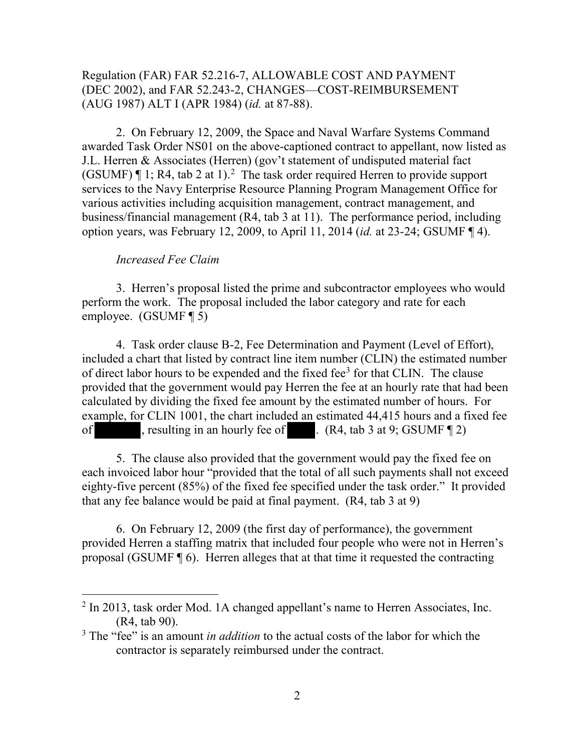Regulation (FAR) FAR 52.216-7, ALLOWABLE COST AND PAYMENT (DEC 2002), and FAR 52.243-2, CHANGES—COST-REIMBURSEMENT (AUG 1987) ALT I (APR 1984) (*id.* at 87-88).

2. On February 12, 2009, the Space and Naval Warfare Systems Command awarded Task Order NS01 on the above-captioned contract to appellant, now listed as J.L. Herren & Associates (Herren) (gov't statement of undisputed material fact (GSUMF) ¶ 1; R4, tab 2 at 1).[2] The task order required Herren to provide support services to the Navy Enterprise Resource Planning Program Management Office for various activities including acquisition management, contract management, and business/financial management (R4, tab 3 at 11). The performance period, including option years, was February 12, 2009, to April 11, 2014 (*id.* at 23-24; GSUMF ¶ 4).

*Increased Fee Claim*

3. Herren's proposal listed the prime and subcontractor employees who would perform the work. The proposal included the labor category and rate for each employee. (GSUMF ¶ 5)

4. Task order clause B-2, Fee Determination and Payment (Level of Effort), included a chart that listed by contract line item number (CLIN) the estimated number of direct labor hours to be expended and the fixed fee[3] for that CLIN. The clause provided that the government would pay Herren the fee at an hourly rate that had been calculated by dividing the fixed fee amount by the estimated number of hours. For example, for CLIN 1001, the chart included an estimated 44,415 hours and a fixed fee of [REDACTED], resulting in an hourly fee of [REDACTED]. (R4, tab 3 at 9; GSUMF ¶ 2)

5. The clause also provided that the government would pay the fixed fee on each invoiced labor hour "provided that the total of all such payments shall not exceed eighty-five percent (85%) of the fixed fee specified under the task order." It provided that any fee balance would be paid at final payment. (R4, tab 3 at 9)

6. On February 12, 2009 (the first day of performance), the government provided Herren a staffing matrix that included four people who were not in Herren's proposal (GSUMF ¶ 6). Herren alleges that at that time it requested the contracting

---

[2] In 2013, task order Mod. 1A changed appellant's name to Herren Associates, Inc. (R4, tab 90).

[3] The "fee" is an amount *in addition* to the actual costs of the labor for which the contractor is separately reimbursed under the contract.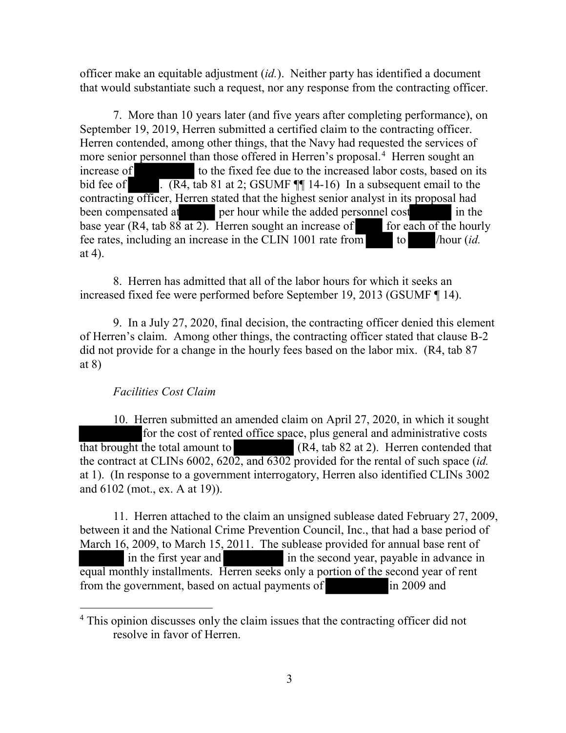officer make an equitable adjustment (*id.*). Neither party has identified a document that would substantiate such a request, nor any response from the contracting officer.

7. More than 10 years later (and five years after completing performance), on September 19, 2019, Herren submitted a certified claim to the contracting officer. Herren contended, among other things, that the Navy had requested the services of more senior personnel than those offered in Herren's proposal.[4] Herren sought an increase of ██████ to the fixed fee due to the increased labor costs, based on its bid fee of ████. (R4, tab 81 at 2; GSUMF ¶¶ 14-16) In a subsequent email to the contracting officer, Herren stated that the highest senior analyst in its proposal had been compensated at ████ per hour while the added personnel cost ████ in the base year (R4, tab 88 at 2). Herren sought an increase of ████ for each of the hourly fee rates, including an increase in the CLIN 1001 rate from ████ to ████/hour (*id.* at 4).

8. Herren has admitted that all of the labor hours for which it seeks an increased fixed fee were performed before September 19, 2013 (GSUMF ¶ 14).

9. In a July 27, 2020, final decision, the contracting officer denied this element of Herren's claim. Among other things, the contracting officer stated that clause B-2 did not provide for a change in the hourly fees based on the labor mix. (R4, tab 87 at 8)

*Facilities Cost Claim*

10. Herren submitted an amended claim on April 27, 2020, in which it sought ██████ for the cost of rented office space, plus general and administrative costs that brought the total amount to ██████ (R4, tab 82 at 2). Herren contended that the contract at CLINs 6002, 6202, and 6302 provided for the rental of such space (*id.* at 1). (In response to a government interrogatory, Herren also identified CLINs 3002 and 6102 (mot., ex. A at 19)).

11. Herren attached to the claim an unsigned sublease dated February 27, 2009, between it and the National Crime Prevention Council, Inc., that had a base period of March 16, 2009, to March 15, 2011. The sublease provided for annual base rent of ██████ in the first year and ██████ in the second year, payable in advance in equal monthly installments. Herren seeks only a portion of the second year of rent from the government, based on actual payments of ██████ in 2009 and

[4] This opinion discusses only the claim issues that the contracting officer did not resolve in favor of Herren.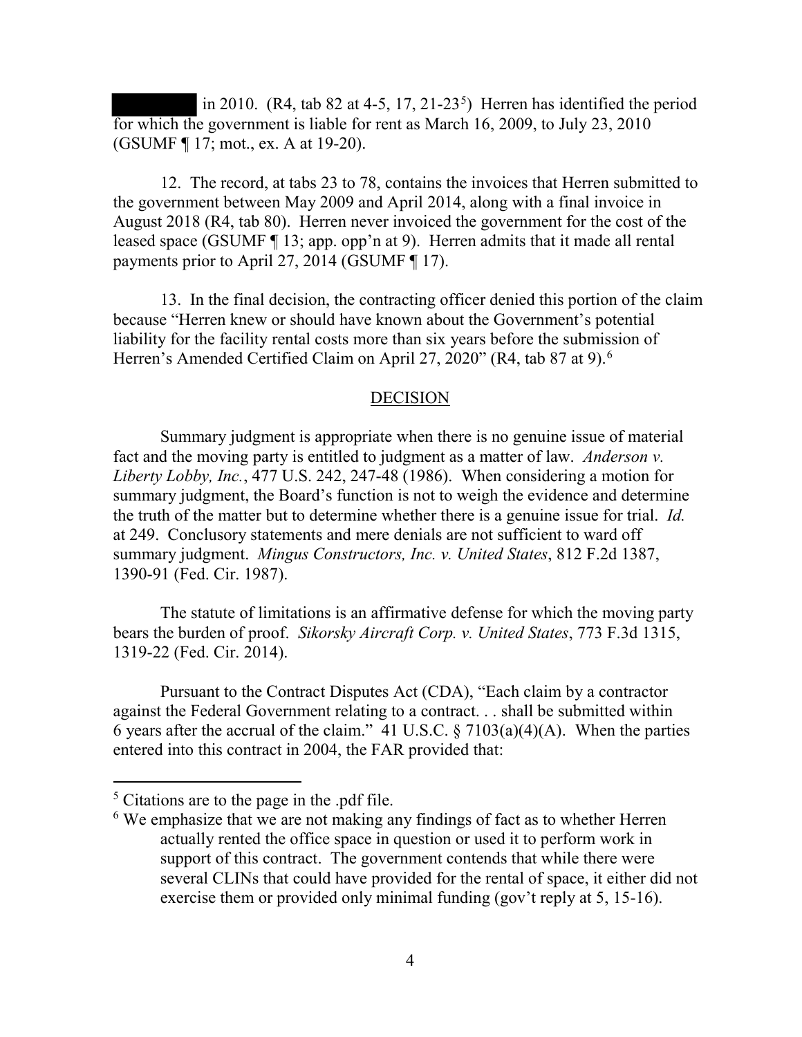in 2010. (R4, tab 82 at 4-5, 17, 21-23[5]) Herren has identified the period for which the government is liable for rent as March 16, 2009, to July 23, 2010 (GSUMF ¶ 17; mot., ex. A at 19-20).

12. The record, at tabs 23 to 78, contains the invoices that Herren submitted to the government between May 2009 and April 2014, along with a final invoice in August 2018 (R4, tab 80). Herren never invoiced the government for the cost of the leased space (GSUMF ¶ 13; app. opp'n at 9). Herren admits that it made all rental payments prior to April 27, 2014 (GSUMF ¶ 17).

13. In the final decision, the contracting officer denied this portion of the claim because "Herren knew or should have known about the Government's potential liability for the facility rental costs more than six years before the submission of Herren's Amended Certified Claim on April 27, 2020" (R4, tab 87 at 9).[6]

## DECISION

Summary judgment is appropriate when there is no genuine issue of material fact and the moving party is entitled to judgment as a matter of law. *Anderson v. Liberty Lobby, Inc.*, 477 U.S. 242, 247-48 (1986). When considering a motion for summary judgment, the Board's function is not to weigh the evidence and determine the truth of the matter but to determine whether there is a genuine issue for trial. *Id.* at 249. Conclusory statements and mere denials are not sufficient to ward off summary judgment. *Mingus Constructors, Inc. v. United States*, 812 F.2d 1387, 1390-91 (Fed. Cir. 1987).

The statute of limitations is an affirmative defense for which the moving party bears the burden of proof. *Sikorsky Aircraft Corp. v. United States*, 773 F.3d 1315, 1319-22 (Fed. Cir. 2014).

Pursuant to the Contract Disputes Act (CDA), "Each claim by a contractor against the Federal Government relating to a contract. . . shall be submitted within 6 years after the accrual of the claim." 41 U.S.C. § 7103(a)(4)(A). When the parties entered into this contract in 2004, the FAR provided that:

---

[5] Citations are to the page in the .pdf file.

[6] We emphasize that we are not making any findings of fact as to whether Herren actually rented the office space in question or used it to perform work in support of this contract. The government contends that while there were several CLINs that could have provided for the rental of space, it either did not exercise them or provided only minimal funding (gov't reply at 5, 15-16).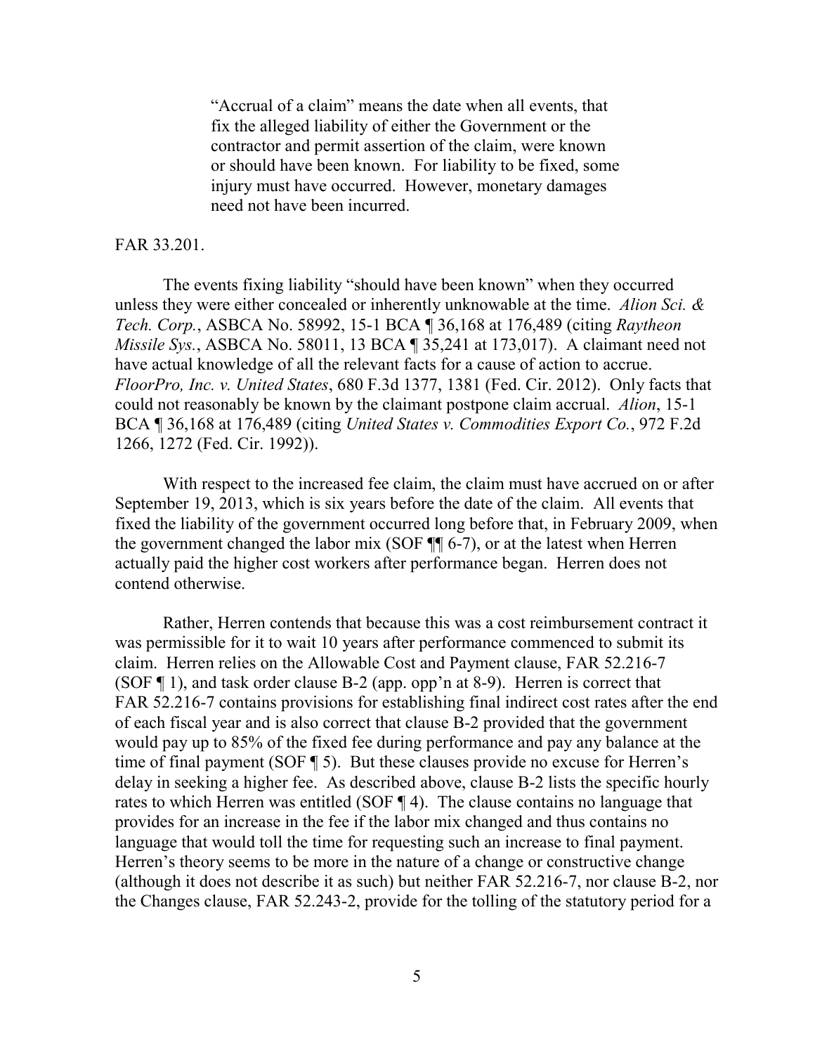> "Accrual of a claim" means the date when all events, that fix the alleged liability of either the Government or the contractor and permit assertion of the claim, were known or should have been known. For liability to be fixed, some injury must have occurred. However, monetary damages need not have been incurred.

FAR 33.201.

The events fixing liability "should have been known" when they occurred unless they were either concealed or inherently unknowable at the time. *Alion Sci. & Tech. Corp.*, ASBCA No. 58992, 15-1 BCA ¶ 36,168 at 176,489 (citing *Raytheon Missile Sys.*, ASBCA No. 58011, 13 BCA ¶ 35,241 at 173,017). A claimant need not have actual knowledge of all the relevant facts for a cause of action to accrue. *FloorPro, Inc. v. United States*, 680 F.3d 1377, 1381 (Fed. Cir. 2012). Only facts that could not reasonably be known by the claimant postpone claim accrual. *Alion*, 15-1 BCA ¶ 36,168 at 176,489 (citing *United States v. Commodities Export Co.*, 972 F.2d 1266, 1272 (Fed. Cir. 1992)).

With respect to the increased fee claim, the claim must have accrued on or after September 19, 2013, which is six years before the date of the claim. All events that fixed the liability of the government occurred long before that, in February 2009, when the government changed the labor mix (SOF ¶¶ 6-7), or at the latest when Herren actually paid the higher cost workers after performance began. Herren does not contend otherwise.

Rather, Herren contends that because this was a cost reimbursement contract it was permissible for it to wait 10 years after performance commenced to submit its claim. Herren relies on the Allowable Cost and Payment clause, FAR 52.216-7 (SOF ¶ 1), and task order clause B-2 (app. opp'n at 8-9). Herren is correct that FAR 52.216-7 contains provisions for establishing final indirect cost rates after the end of each fiscal year and is also correct that clause B-2 provided that the government would pay up to 85% of the fixed fee during performance and pay any balance at the time of final payment (SOF ¶ 5). But these clauses provide no excuse for Herren's delay in seeking a higher fee. As described above, clause B-2 lists the specific hourly rates to which Herren was entitled (SOF ¶ 4). The clause contains no language that provides for an increase in the fee if the labor mix changed and thus contains no language that would toll the time for requesting such an increase to final payment. Herren's theory seems to be more in the nature of a change or constructive change (although it does not describe it as such) but neither FAR 52.216-7, nor clause B-2, nor the Changes clause, FAR 52.243-2, provide for the tolling of the statutory period for a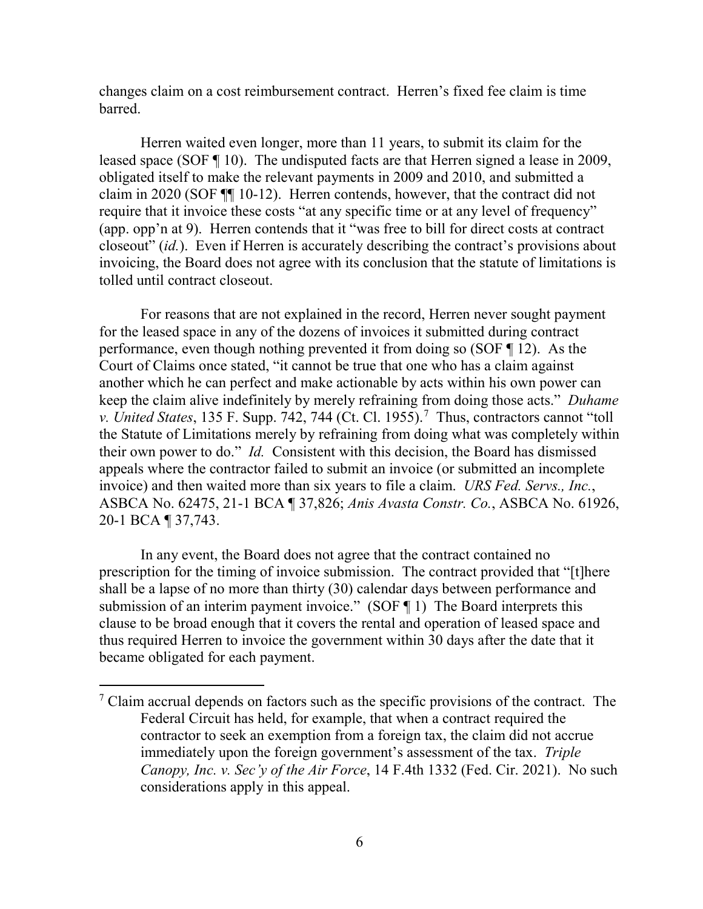changes claim on a cost reimbursement contract. Herren's fixed fee claim is time barred.

Herren waited even longer, more than 11 years, to submit its claim for the leased space (SOF ¶ 10). The undisputed facts are that Herren signed a lease in 2009, obligated itself to make the relevant payments in 2009 and 2010, and submitted a claim in 2020 (SOF ¶¶ 10-12). Herren contends, however, that the contract did not require that it invoice these costs "at any specific time or at any level of frequency" (app. opp'n at 9). Herren contends that it "was free to bill for direct costs at contract closeout" (*id.*). Even if Herren is accurately describing the contract's provisions about invoicing, the Board does not agree with its conclusion that the statute of limitations is tolled until contract closeout.

For reasons that are not explained in the record, Herren never sought payment for the leased space in any of the dozens of invoices it submitted during contract performance, even though nothing prevented it from doing so (SOF ¶ 12). As the Court of Claims once stated, "it cannot be true that one who has a claim against another which he can perfect and make actionable by acts within his own power can keep the claim alive indefinitely by merely refraining from doing those acts." *Duhame v. United States*, 135 F. Supp. 742, 744 (Ct. Cl. 1955).[7] Thus, contractors cannot "toll the Statute of Limitations merely by refraining from doing what was completely within their own power to do." *Id.* Consistent with this decision, the Board has dismissed appeals where the contractor failed to submit an invoice (or submitted an incomplete invoice) and then waited more than six years to file a claim. *URS Fed. Servs., Inc.*, ASBCA No. 62475, 21-1 BCA ¶ 37,826; *Anis Avasta Constr. Co.*, ASBCA No. 61926, 20-1 BCA ¶ 37,743.

In any event, the Board does not agree that the contract contained no prescription for the timing of invoice submission. The contract provided that "[t]here shall be a lapse of no more than thirty (30) calendar days between performance and submission of an interim payment invoice." (SOF ¶ 1) The Board interprets this clause to be broad enough that it covers the rental and operation of leased space and thus required Herren to invoice the government within 30 days after the date that it became obligated for each payment.

[7] Claim accrual depends on factors such as the specific provisions of the contract. The Federal Circuit has held, for example, that when a contract required the contractor to seek an exemption from a foreign tax, the claim did not accrue immediately upon the foreign government's assessment of the tax. *Triple Canopy, Inc. v. Sec'y of the Air Force*, 14 F.4th 1332 (Fed. Cir. 2021). No such considerations apply in this appeal.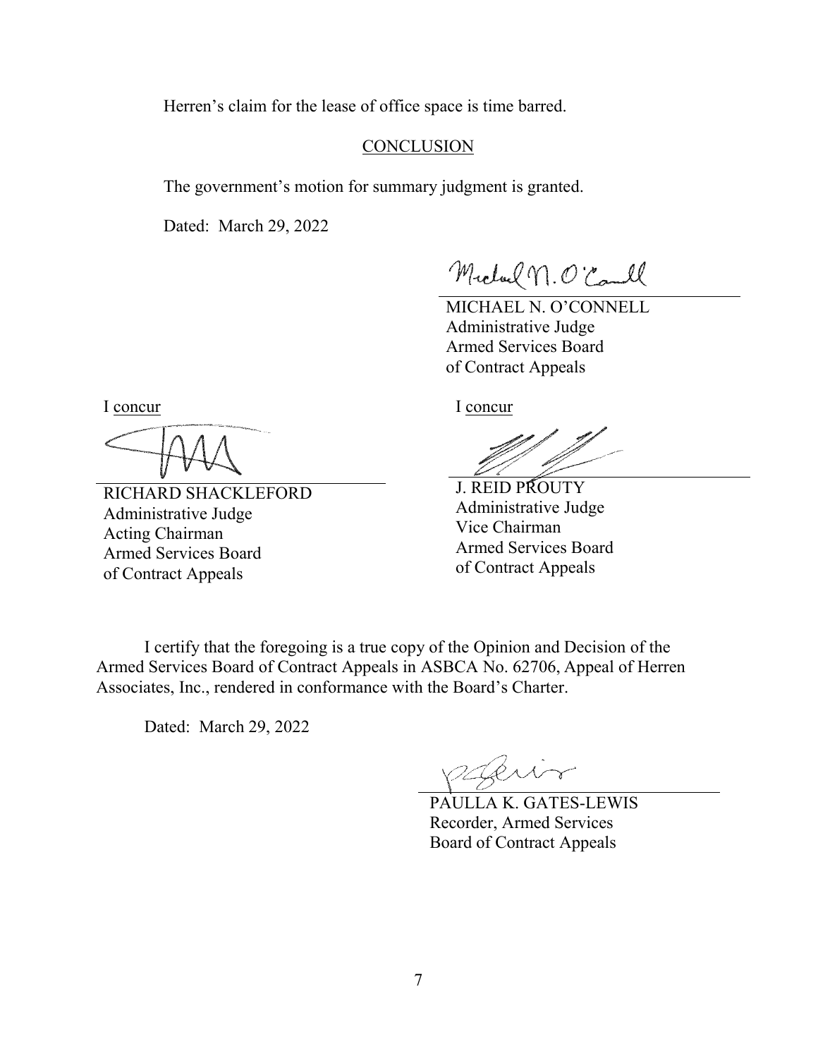Herren's claim for the lease of office space is time barred.

## CONCLUSION

The government's motion for summary judgment is granted.

Dated: March 29, 2022

MICHAEL N. O'CONNELL
Administrative Judge
Armed Services Board
of Contract Appeals

I concur

RICHARD SHACKLEFORD
Administrative Judge
Acting Chairman
Armed Services Board
of Contract Appeals

I concur

J. REID PROUTY
Administrative Judge
Vice Chairman
Armed Services Board
of Contract Appeals

I certify that the foregoing is a true copy of the Opinion and Decision of the Armed Services Board of Contract Appeals in ASBCA No. 62706, Appeal of Herren Associates, Inc., rendered in conformance with the Board's Charter.

Dated: March 29, 2022

PAULLA K. GATES-LEWIS
Recorder, Armed Services
Board of Contract Appeals